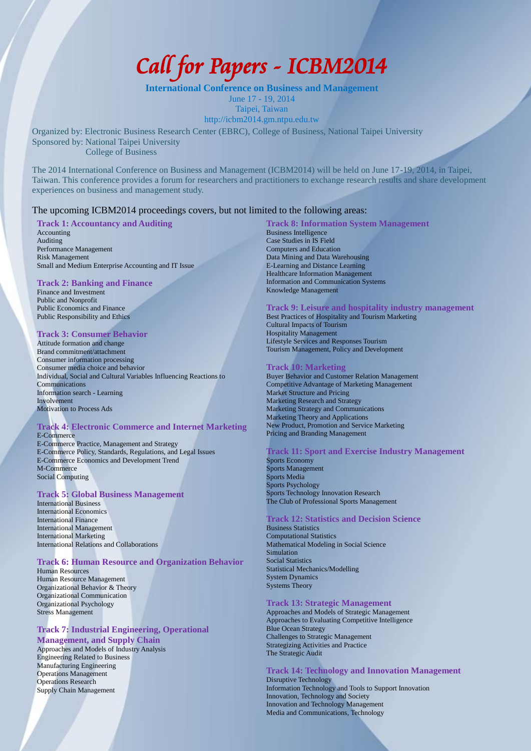# Call for Papers - ICBM2014

**International Conference on Business and Management**

June 17 - 19, 2014

Taipei, Taiwan

http://icbm2014.gm.ntpu.edu.tw

Organized by: Electronic Business Research Center (EBRC), College of Business, National Taipei University

Sponsored by: National Taipei University
College of Business

The 2014 International Conference on Business and Management (ICBM2014) will be held on June 17-19, 2014, in Taipei, Taiwan. This conference provides a forum for researchers and practitioners to exchange research results and share development experiences on business and management study.

The upcoming ICBM2014 proceedings covers, but not limited to the following areas:

### Track 1: Accountancy and Auditing

Accounting
Auditing
Performance Management
Risk Management
Small and Medium Enterprise Accounting and IT Issue

### Track 2: Banking and Finance

Finance and Investment
Public and Nonprofit
Public Economics and Finance
Public Responsibility and Ethics

### Track 3: Consumer Behavior

Attitude formation and change
Brand commitment/attachment
Consumer information processing
Consumer media choice and behavior
Individual, Social and Cultural Variables Influencing Reactions to Communications
Information search - Learning
Involvement
Motivation to Process Ads

### Track 4: Electronic Commerce and Internet Marketing

E-Commerce
E-Commerce Practice, Management and Strategy
E-Commerce Policy, Standards, Regulations, and Legal Issues
E-Commerce Economics and Development Trend
M-Commerce
Social Computing

### Track 5: Global Business Management

International Business
International Economics
International Finance
International Management
International Marketing
International Relations and Collaborations

### Track 6: Human Resource and Organization Behavior

Human Resources
Human Resource Management
Organizational Behavior & Theory
Organizational Communication
Organizational Psychology
Stress Management

### Track 7: Industrial Engineering, Operational Management, and Supply Chain

Approaches and Models of Industry Analysis
Engineering Related to Business
Manufacturing Engineering
Operations Management
Operations Research
Supply Chain Management

### Track 8: Information System Management

Business Intelligence
Case Studies in IS Field
Computers and Education
Data Mining and Data Warehousing
E-Learning and Distance Learning
Healthcare Information Management
Information and Communication Systems
Knowledge Management

### Track 9: Leisure and hospitality industry management

Best Practices of Hospitality and Tourism Marketing
Cultural Impacts of Tourism
Hospitality Management
Lifestyle Services and Responses Tourism
Tourism Management, Policy and Development

### Track 10: Marketing

Buyer Behavior and Customer Relation Management
Competitive Advantage of Marketing Management
Market Structure and Pricing
Marketing Research and Strategy
Marketing Strategy and Communications
Marketing Theory and Applications
New Product, Promotion and Service Marketing
Pricing and Branding Management

### Track 11: Sport and Exercise Industry Management

Sports Economy
Sports Management
Sports Media
Sports Psychology
Sports Technology Innovation Research
The Club of Professional Sports Management

### Track 12: Statistics and Decision Science

Business Statistics
Computational Statistics
Mathematical Modeling in Social Science
Simulation
Social Statistics
Statistical Mechanics/Modelling
System Dynamics
Systems Theory

### Track 13: Strategic Management

Approaches and Models of Strategic Management
Approaches to Evaluating Competitive Intelligence
Blue Ocean Strategy
Challenges to Strategic Management
Strategizing Activities and Practice
The Strategic Audit

### Track 14: Technology and Innovation Management

Disruptive Technology
Information Technology and Tools to Support Innovation
Innovation, Technology and Society
Innovation and Technology Management
Media and Communications, Technology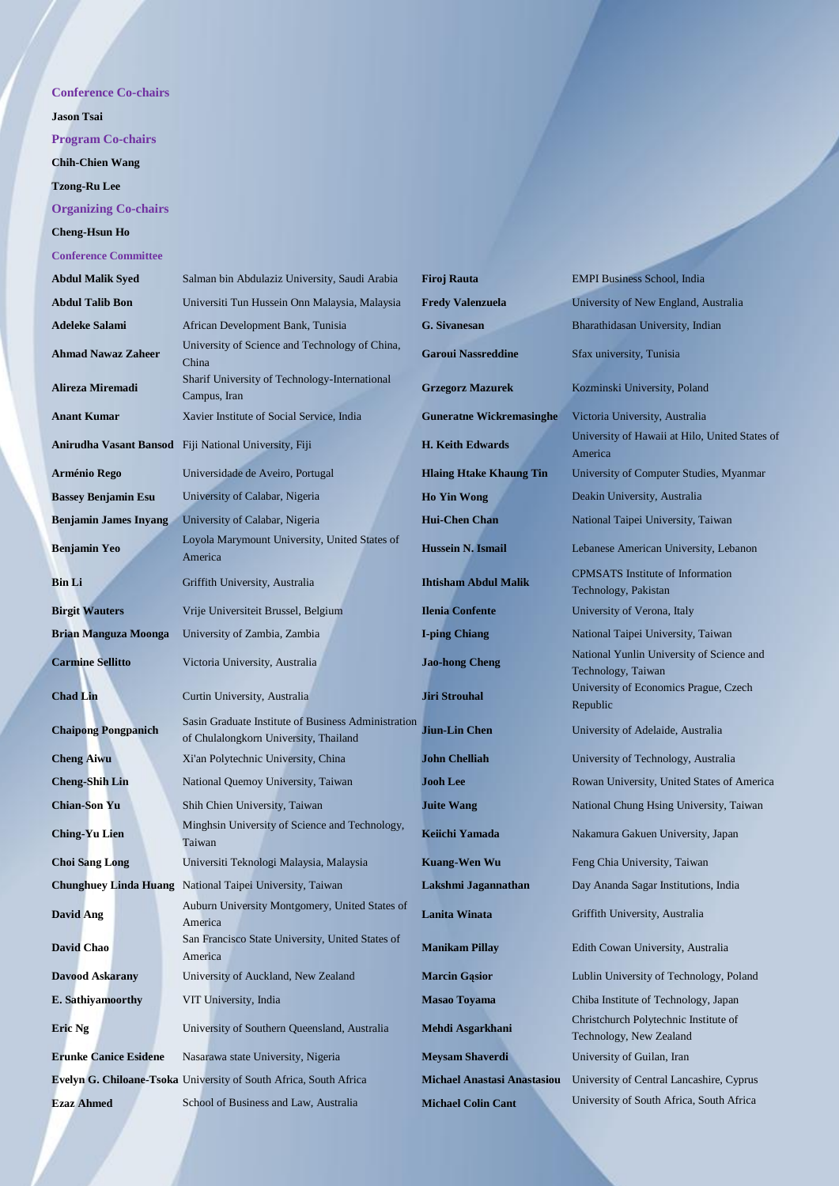### Conference Co-chairs

**Jason Tsai**

### Program Co-chairs

**Chih-Chien Wang**

**Tzong-Ru Lee**

### Organizing Co-chairs

**Cheng-Hsun Ho**

### Conference Committee

| Name | Affiliation | Name | Affiliation |
|---|---|---|---|
| **Abdul Malik Syed** | Salman bin Abdulaziz University, Saudi Arabia | **Firoj Rauta** | EMPI Business School, India |
| **Abdul Talib Bon** | Universiti Tun Hussein Onn Malaysia, Malaysia | **Fredy Valenzuela** | University of New England, Australia |
| **Adeleke Salami** | African Development Bank, Tunisia | **G. Sivanesan** | Bharathidasan University, Indian |
| **Ahmad Nawaz Zaheer** | University of Science and Technology of China, China | **Garoui Nassreddine** | Sfax university, Tunisia |
| **Alireza Miremadi** | Sharif University of Technology-International Campus, Iran | **Grzegorz Mazurek** | Kozminski University, Poland |
| **Anant Kumar** | Xavier Institute of Social Service, India | **Guneratne Wickremasinghe** | Victoria University, Australia |
| **Anirudha Vasant Bansod** | Fiji National University, Fiji | **H. Keith Edwards** | University of Hawaii at Hilo, United States of America |
| **Arménio Rego** | Universidade de Aveiro, Portugal | **Hlaing Htake Khaung Tin** | University of Computer Studies, Myanmar |
| **Bassey Benjamin Esu** | University of Calabar, Nigeria | **Ho Yin Wong** | Deakin University, Australia |
| **Benjamin James Inyang** | University of Calabar, Nigeria | **Hui-Chen Chan** | National Taipei University, Taiwan |
| **Benjamin Yeo** | Loyola Marymount University, United States of America | **Hussein N. Ismail** | Lebanese American University, Lebanon |
| **Bin Li** | Griffith University, Australia | **Ihtisham Abdul Malik** | CPMSATS Institute of Information Technology, Pakistan |
| **Birgit Wauters** | Vrije Universiteit Brussel, Belgium | **Ilenia Confente** | University of Verona, Italy |
| **Brian Manguza Moonga** | University of Zambia, Zambia | **I-ping Chiang** | National Taipei University, Taiwan |
| **Carmine Sellitto** | Victoria University, Australia | **Jao-hong Cheng** | National Yunlin University of Science and Technology, Taiwan |
| **Chad Lin** | Curtin University, Australia | **Jiri Strouhal** | University of Economics Prague, Czech Republic |
| **Chaipong Pongpanich** | Sasin Graduate Institute of Business Administration of Chulalongkorn University, Thailand | **Jiun-Lin Chen** | University of Adelaide, Australia |
| **Cheng Aiwu** | Xi'an Polytechnic University, China | **John Chelliah** | University of Technology, Australia |
| **Cheng-Shih Lin** | National Quemoy University, Taiwan | **Jooh Lee** | Rowan University, United States of America |
| **Chian-Son Yu** | Shih Chien University, Taiwan | **Juite Wang** | National Chung Hsing University, Taiwan |
| **Ching-Yu Lien** | Minghsin University of Science and Technology, Taiwan | **Keiichi Yamada** | Nakamura Gakuen University, Japan |
| **Choi Sang Long** | Universiti Teknologi Malaysia, Malaysia | **Kuang-Wen Wu** | Feng Chia University, Taiwan |
| **Chunghuey Linda Huang** | National Taipei University, Taiwan | **Lakshmi Jagannathan** | Day Ananda Sagar Institutions, India |
| **David Ang** | Auburn University Montgomery, United States of America | **Lanita Winata** | Griffith University, Australia |
| **David Chao** | San Francisco State University, United States of America | **Manikam Pillay** | Edith Cowan University, Australia |
| **Davood Askarany** | University of Auckland, New Zealand | **Marcin Gąsior** | Lublin University of Technology, Poland |
| **E. Sathiyamoorthy** | VIT University, India | **Masao Toyama** | Chiba Institute of Technology, Japan |
| **Eric Ng** | University of Southern Queensland, Australia | **Mehdi Asgarkhani** | Christchurch Polytechnic Institute of Technology, New Zealand |
| **Erunke Canice Esidene** | Nasarawa state University, Nigeria | **Meysam Shaverdi** | University of Guilan, Iran |
| **Evelyn G. Chiloane-Tsoka** | University of South Africa, South Africa | **Michael Anastasi Anastasiou** | University of Central Lancashire, Cyprus |
| **Ezaz Ahmed** | School of Business and Law, Australia | **Michael Colin Cant** | University of South Africa, South Africa |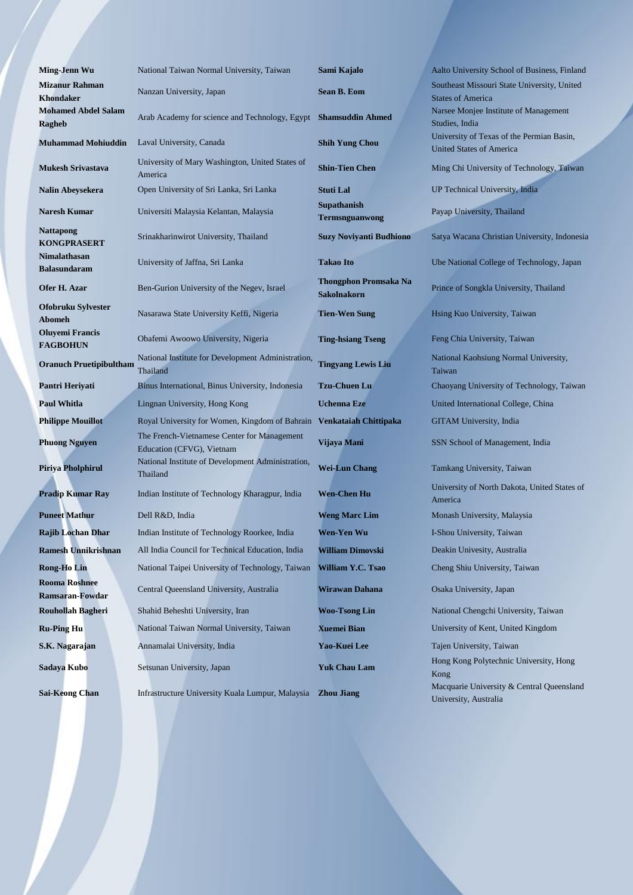| | | | |
|---|---|---|---|
| **Ming-Jenn Wu** | National Taiwan Normal University, Taiwan | **Sami Kajalo** | Aalto University School of Business, Finland |
| **Mizanur Rahman Khondaker** | Nanzan University, Japan | **Sean B. Eom** | Southeast Missouri State University, United States of America |
| **Mohamed Abdel Salam Ragheb** | Arab Academy for science and Technology, Egypt | **Shamsuddin Ahmed** | Narsee Monjee Institute of Management Studies, India |
| **Muhammad Mohiuddin** | Laval University, Canada | **Shih Yung Chou** | University of Texas of the Permian Basin, United States of America |
| **Mukesh Srivastava** | University of Mary Washington, United States of America | **Shin-Tien Chen** | Ming Chi University of Technology, Taiwan |
| **Nalin Abeysekera** | Open University of Sri Lanka, Sri Lanka | **Stuti Lal** | UP Technical University, India |
| **Naresh Kumar** | Universiti Malaysia Kelantan, Malaysia | **Supathanish Termsnguanwong** | Payap University, Thailand |
| **Nattapong KONGPRASERT** | Srinakharinwirot University, Thailand | **Suzy Noviyanti Budhiono** | Satya Wacana Christian University, Indonesia |
| **Nimalathasan Balasundaram** | University of Jaffna, Sri Lanka | **Takao Ito** | Ube National College of Technology, Japan |
| **Ofer H. Azar** | Ben-Gurion University of the Negev, Israel | **Thongphon Promsaka Na Sakolnakorn** | Prince of Songkla University, Thailand |
| **Ofobruku Sylvester Abomeh** | Nasarawa State University Keffi, Nigeria | **Tien-Wen Sung** | Hsing Kuo University, Taiwan |
| **Oluyemi Francis FAGBOHUN** | Obafemi Awoowo University, Nigeria | **Ting-hsiang Tseng** | Feng Chia University, Taiwan |
| **Oranuch Pruetipibultham** | National Institute for Development Administration, Thailand | **Tingyang Lewis Liu** | National Kaohsiung Normal University, Taiwan |
| **Pantri Heriyati** | Binus International, Binus University, Indonesia | **Tzu-Chuen Lu** | Chaoyang University of Technology, Taiwan |
| **Paul Whitla** | Lingnan University, Hong Kong | **Uchenna Eze** | United International College, China |
| **Philippe Mouillot** | Royal University for Women, Kingdom of Bahrain | **Venkataiah Chittipaka** | GITAM University, India |
| **Phuong Nguyen** | The French-Vietnamese Center for Management Education (CFVG), Vietnam | **Vijaya Mani** | SSN School of Management, India |
| **Piriya Pholphirul** | National Institute of Development Administration, Thailand | **Wei-Lun Chang** | Tamkang University, Taiwan |
| **Pradip Kumar Ray** | Indian Institute of Technology Kharagpur, India | **Wen-Chen Hu** | University of North Dakota, United States of America |
| **Puneet Mathur** | Dell R&D, India | **Weng Marc Lim** | Monash University, Malaysia |
| **Rajib Lochan Dhar** | Indian Institute of Technology Roorkee, India | **Wen-Yen Wu** | I-Shou University, Taiwan |
| **Ramesh Unnikrishnan** | All India Council for Technical Education, India | **William Dimovski** | Deakin Univesity, Australia |
| **Rong-Ho Lin** | National Taipei University of Technology, Taiwan | **William Y.C. Tsao** | Cheng Shiu University, Taiwan |
| **Rooma Roshnee Ramsaran-Fowdar** | Central Queensland University, Australia | **Wirawan Dahana** | Osaka University, Japan |
| **Rouhollah Bagheri** | Shahid Beheshti University, Iran | **Woo-Tsong Lin** | National Chengchi University, Taiwan |
| **Ru-Ping Hu** | National Taiwan Normal University, Taiwan | **Xuemei Bian** | University of Kent, United Kingdom |
| **S.K. Nagarajan** | Annamalai University, India | **Yao-Kuei Lee** | Tajen University, Taiwan |
| **Sadaya Kubo** | Setsunan University, Japan | **Yuk Chau Lam** | Hong Kong Polytechnic University, Hong Kong |
| **Sai-Keong Chan** | Infrastructure University Kuala Lumpur, Malaysia | **Zhou Jiang** | Macquarie University & Central Queensland University, Australia |